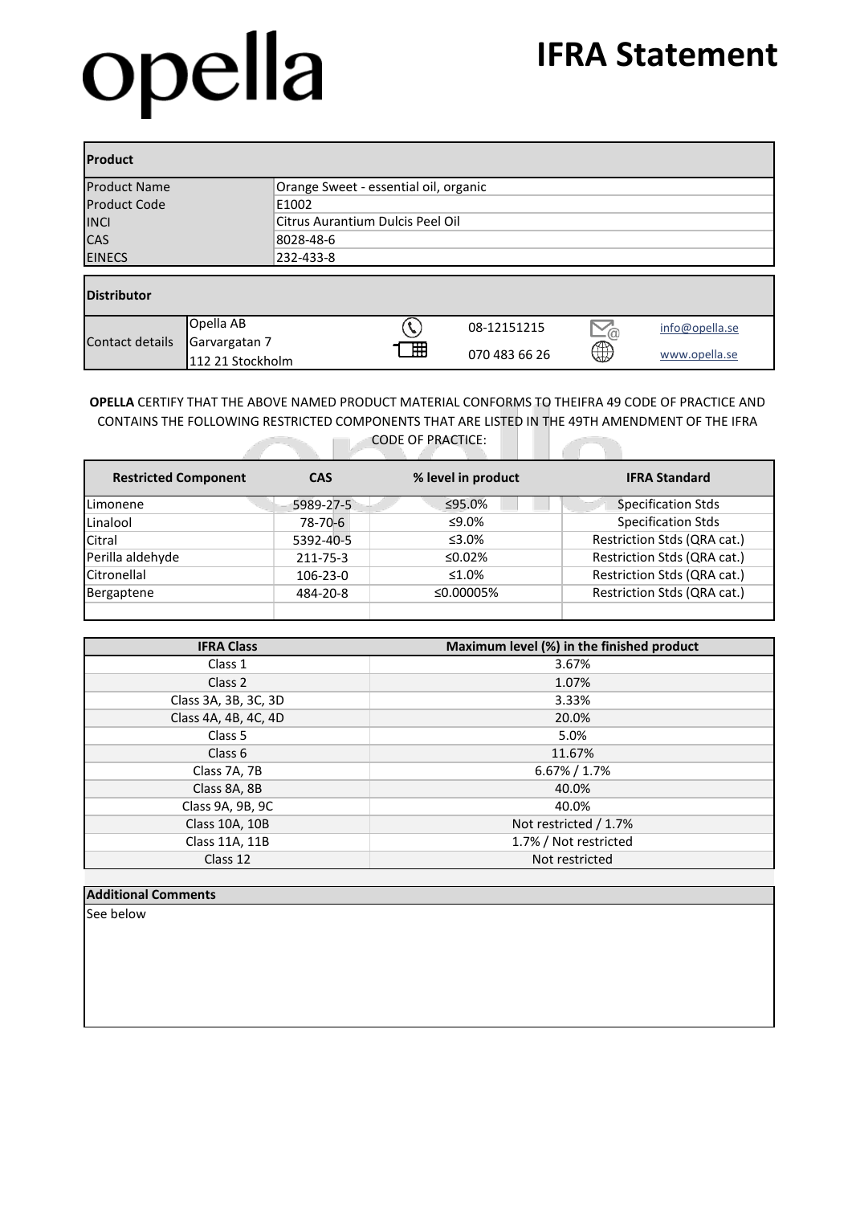# opella

# IFRA Statement

| Product | |
|---|---|
| Product Name | Orange Sweet - essential oil, organic |
| Product Code | E1002 |
| INCI | Citrus Aurantium Dulcis Peel Oil |
| CAS | 8028-48-6 |
| EINECS | 232-433-8 |

| Distributor | | | | | |
|---|---|---|---|---|---|
| Contact details | Opella AB<br>Garvargatan 7<br>112 21 Stockholm | Phone | 08-12151215 | Email | info@opella.se |
| | | Mobile | 070 483 66 26 | Web | www.opella.se |

**OPELLA** CERTIFY THAT THE ABOVE NAMED PRODUCT MATERIAL CONFORMS TO THEIFRA 49 CODE OF PRACTICE AND CONTAINS THE FOLLOWING RESTRICTED COMPONENTS THAT ARE LISTED IN THE 49TH AMENDMENT OF THE IFRA CODE OF PRACTICE:

| Restricted Component | CAS | % level in product | IFRA Standard |
|---|---|---|---|
| Limonene | 5989-27-5 | ≤95.0% | Specification Stds |
| Linalool | 78-70-6 | ≤9.0% | Specification Stds |
| Citral | 5392-40-5 | ≤3.0% | Restriction Stds (QRA cat.) |
| Perilla aldehyde | 211-75-3 | ≤0.02% | Restriction Stds (QRA cat.) |
| Citronellal | 106-23-0 | ≤1.0% | Restriction Stds (QRA cat.) |
| Bergaptene | 484-20-8 | ≤0.00005% | Restriction Stds (QRA cat.) |
| | | | |

| IFRA Class | Maximum level (%) in the finished product |
|---|---|
| Class 1 | 3.67% |
| Class 2 | 1.07% |
| Class 3A, 3B, 3C, 3D | 3.33% |
| Class 4A, 4B, 4C, 4D | 20.0% |
| Class 5 | 5.0% |
| Class 6 | 11.67% |
| Class 7A, 7B | 6.67% / 1.7% |
| Class 8A, 8B | 40.0% |
| Class 9A, 9B, 9C | 40.0% |
| Class 10A, 10B | Not restricted / 1.7% |
| Class 11A, 11B | 1.7% / Not restricted |
| Class 12 | Not restricted |

**Additional Comments**

See below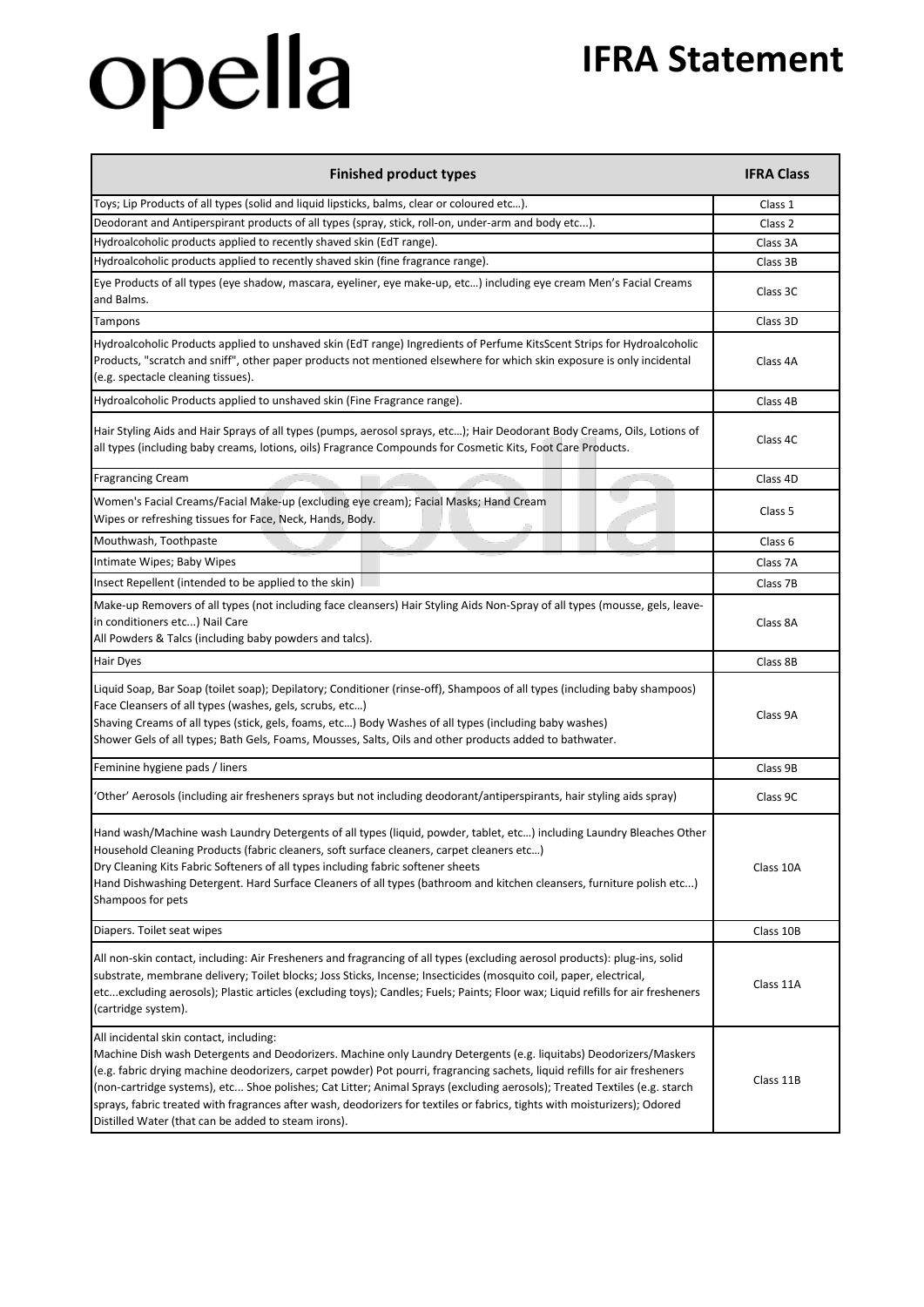# opella

# IFRA Statement

| Finished product types | IFRA Class |
|---|---|
| Toys; Lip Products of all types (solid and liquid lipsticks, balms, clear or coloured etc…). | Class 1 |
| Deodorant and Antiperspirant products of all types (spray, stick, roll-on, under-arm and body etc...). | Class 2 |
| Hydroalcoholic products applied to recently shaved skin (EdT range). | Class 3A |
| Hydroalcoholic products applied to recently shaved skin (fine fragrance range). | Class 3B |
| Eye Products of all types (eye shadow, mascara, eyeliner, eye make-up, etc…) including eye cream Men's Facial Creams and Balms. | Class 3C |
| Tampons | Class 3D |
| Hydroalcoholic Products applied to unshaved skin (EdT range) Ingredients of Perfume KitsScent Strips for Hydroalcoholic Products, "scratch and sniff", other paper products not mentioned elsewhere for which skin exposure is only incidental (e.g. spectacle cleaning tissues). | Class 4A |
| Hydroalcoholic Products applied to unshaved skin (Fine Fragrance range). | Class 4B |
| Hair Styling Aids and Hair Sprays of all types (pumps, aerosol sprays, etc…); Hair Deodorant Body Creams, Oils, Lotions of all types (including baby creams, lotions, oils) Fragrance Compounds for Cosmetic Kits, Foot Care Products. | Class 4C |
| Fragrancing Cream | Class 4D |
| Women's Facial Creams/Facial Make-up (excluding eye cream); Facial Masks; Hand Cream Wipes or refreshing tissues for Face, Neck, Hands, Body. | Class 5 |
| Mouthwash, Toothpaste | Class 6 |
| Intimate Wipes; Baby Wipes | Class 7A |
| Insect Repellent (intended to be applied to the skin) | Class 7B |
| Make-up Removers of all types (not including face cleansers) Hair Styling Aids Non-Spray of all types (mousse, gels, leave-in conditioners etc...) Nail Care<br>All Powders & Talcs (including baby powders and talcs). | Class 8A |
| Hair Dyes | Class 8B |
| Liquid Soap, Bar Soap (toilet soap); Depilatory; Conditioner (rinse-off), Shampoos of all types (including baby shampoos) Face Cleansers of all types (washes, gels, scrubs, etc…)<br>Shaving Creams of all types (stick, gels, foams, etc…) Body Washes of all types (including baby washes)<br>Shower Gels of all types; Bath Gels, Foams, Mousses, Salts, Oils and other products added to bathwater. | Class 9A |
| Feminine hygiene pads / liners | Class 9B |
| 'Other' Aerosols (including air fresheners sprays but not including deodorant/antiperspirants, hair styling aids spray) | Class 9C |
| Hand wash/Machine wash Laundry Detergents of all types (liquid, powder, tablet, etc…) including Laundry Bleaches Other Household Cleaning Products (fabric cleaners, soft surface cleaners, carpet cleaners etc…)<br>Dry Cleaning Kits Fabric Softeners of all types including fabric softener sheets<br>Hand Dishwashing Detergent. Hard Surface Cleaners of all types (bathroom and kitchen cleansers, furniture polish etc...) Shampoos for pets | Class 10A |
| Diapers. Toilet seat wipes | Class 10B |
| All non-skin contact, including: Air Fresheners and fragrancing of all types (excluding aerosol products): plug-ins, solid substrate, membrane delivery; Toilet blocks; Joss Sticks, Incense; Insecticides (mosquito coil, paper, electrical, etc...excluding aerosols); Plastic articles (excluding toys); Candles; Fuels; Paints; Floor wax; Liquid refills for air fresheners (cartridge system). | Class 11A |
| All incidental skin contact, including:<br>Machine Dish wash Detergents and Deodorizers. Machine only Laundry Detergents (e.g. liquitabs) Deodorizers/Maskers (e.g. fabric drying machine deodorizers, carpet powder) Pot pourri, fragrancing sachets, liquid refills for air fresheners (non-cartridge systems), etc... Shoe polishes; Cat Litter; Animal Sprays (excluding aerosols); Treated Textiles (e.g. starch sprays, fabric treated with fragrances after wash, deodorizers for textiles or fabrics, tights with moisturizers); Odored Distilled Water (that can be added to steam irons). | Class 11B |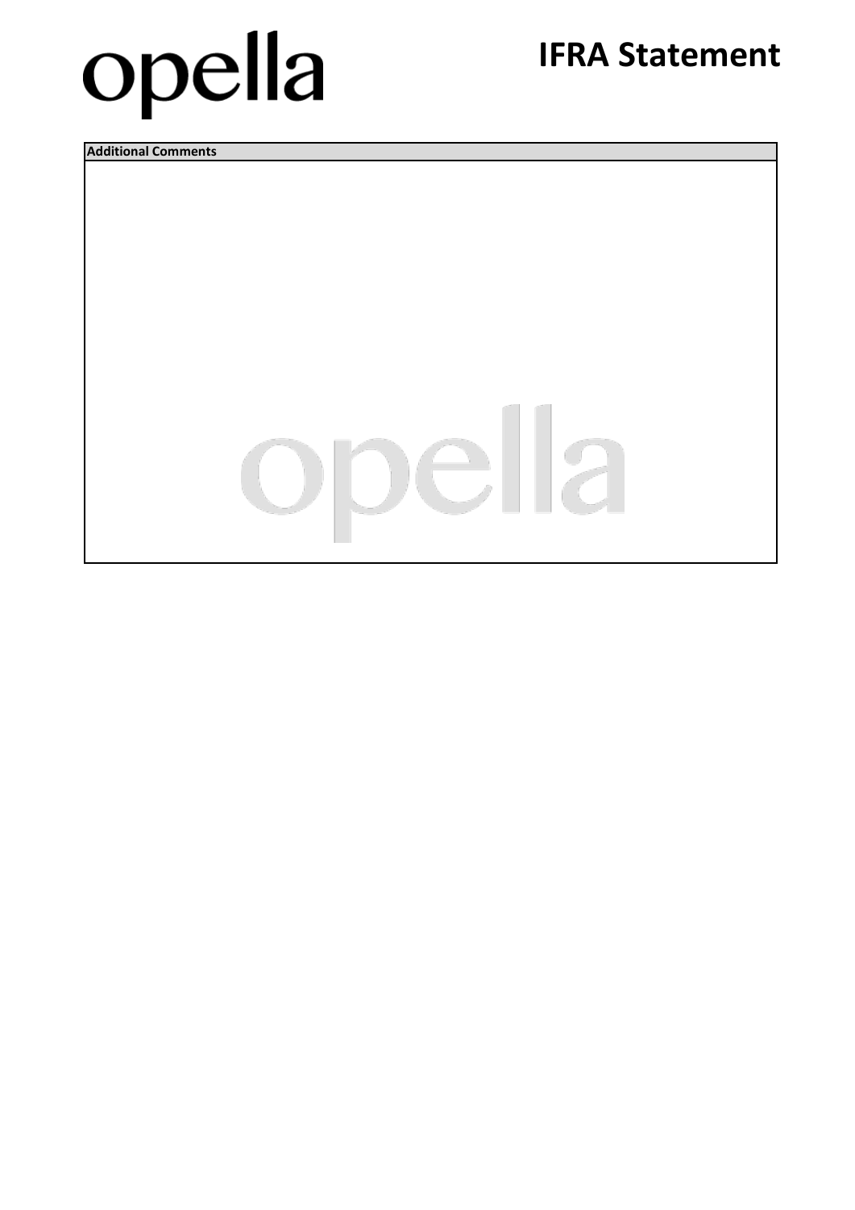| Additional Comments |
| --- |
| |